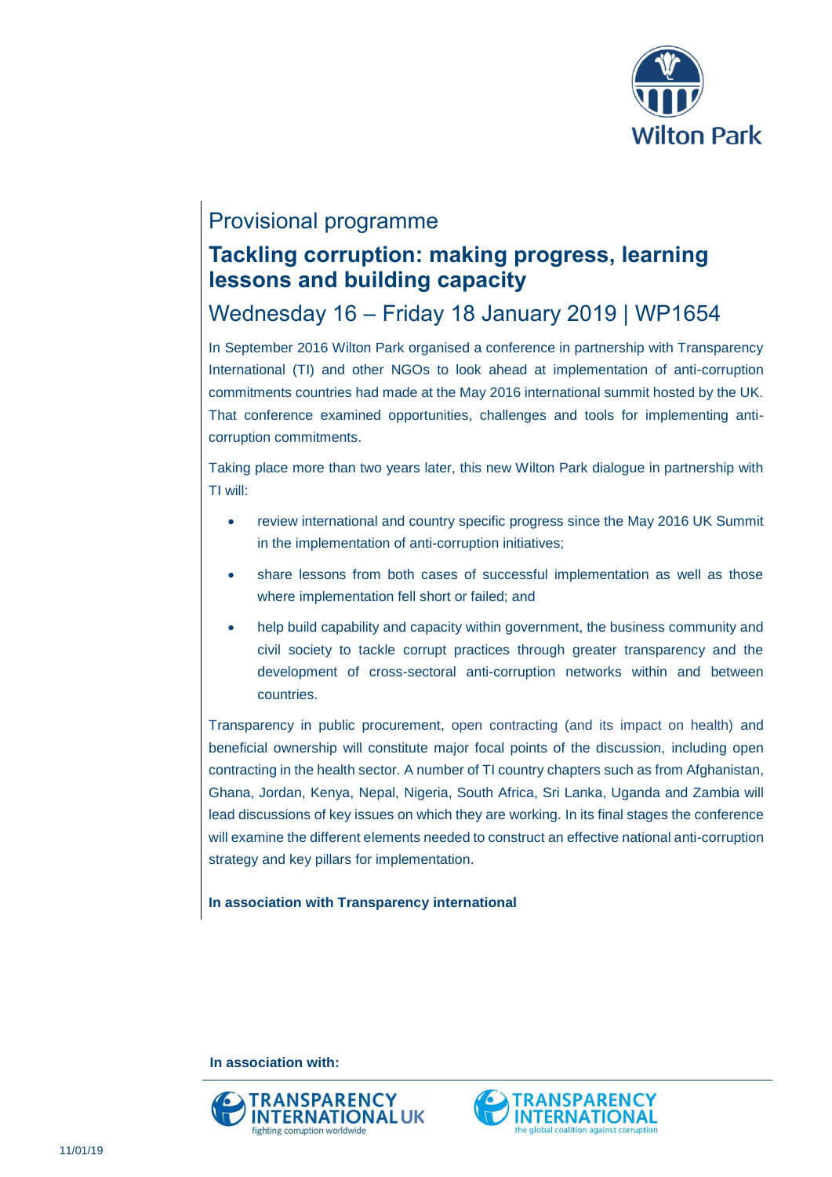Provisional programme

# Tackling corruption: making progress, learning lessons and building capacity

## Wednesday 16 – Friday 18 January 2019 | WP1654

In September 2016 Wilton Park organised a conference in partnership with Transparency International (TI) and other NGOs to look ahead at implementation of anti-corruption commitments countries had made at the May 2016 international summit hosted by the UK. That conference examined opportunities, challenges and tools for implementing anti-corruption commitments.

Taking place more than two years later, this new Wilton Park dialogue in partnership with TI will:

- review international and country specific progress since the May 2016 UK Summit in the implementation of anti-corruption initiatives;
- share lessons from both cases of successful implementation as well as those where implementation fell short or failed; and
- help build capability and capacity within government, the business community and civil society to tackle corrupt practices through greater transparency and the development of cross-sectoral anti-corruption networks within and between countries.

Transparency in public procurement, open contracting (and its impact on health) and beneficial ownership will constitute major focal points of the discussion, including open contracting in the health sector. A number of TI country chapters such as from Afghanistan, Ghana, Jordan, Kenya, Nepal, Nigeria, South Africa, Sri Lanka, Uganda and Zambia will lead discussions of key issues on which they are working. In its final stages the conference will examine the different elements needed to construct an effective national anti-corruption strategy and key pillars for implementation.

**In association with Transparency international**

**In association with:**

TRANSPARENCY INTERNATIONAL UK – fighting corruption worldwide

TRANSPARENCY INTERNATIONAL – the global coalition against corruption

11/01/19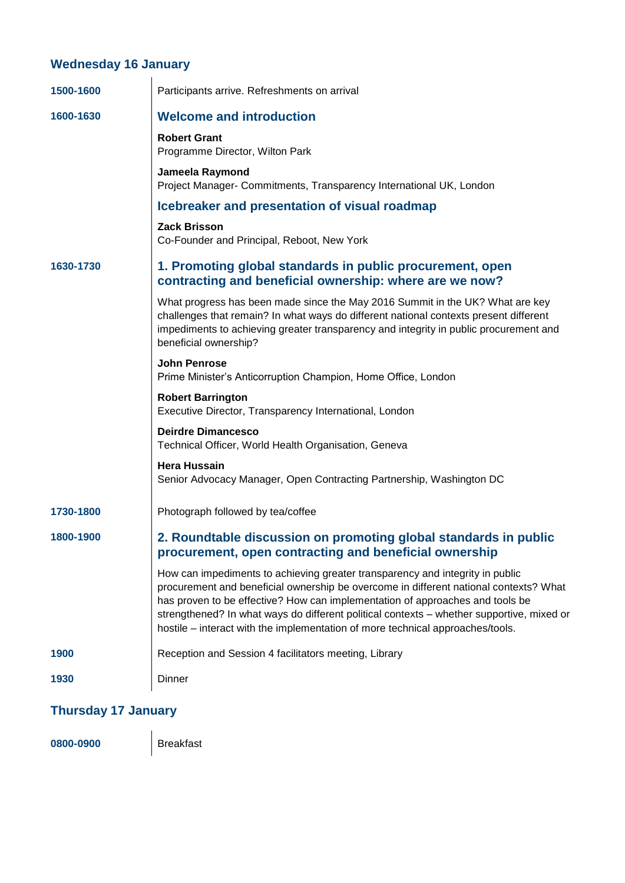## Wednesday 16 January

**1500-1600**

Participants arrive. Refreshments on arrival

**1600-1630**

### Welcome and introduction

**Robert Grant**
Programme Director, Wilton Park

**Jameela Raymond**
Project Manager- Commitments, Transparency International UK, London

### Icebreaker and presentation of visual roadmap

**Zack Brisson**
Co-Founder and Principal, Reboot, New York

**1630-1730**

### 1. Promoting global standards in public procurement, open contracting and beneficial ownership: where are we now?

What progress has been made since the May 2016 Summit in the UK? What are key challenges that remain? In what ways do different national contexts present different impediments to achieving greater transparency and integrity in public procurement and beneficial ownership?

**John Penrose**
Prime Minister's Anticorruption Champion, Home Office, London

**Robert Barrington**
Executive Director, Transparency International, London

**Deirdre Dimancesco**
Technical Officer, World Health Organisation, Geneva

**Hera Hussain**
Senior Advocacy Manager, Open Contracting Partnership, Washington DC

**1730-1800**

Photograph followed by tea/coffee

**1800-1900**

### 2. Roundtable discussion on promoting global standards in public procurement, open contracting and beneficial ownership

How can impediments to achieving greater transparency and integrity in public procurement and beneficial ownership be overcome in different national contexts? What has proven to be effective? How can implementation of approaches and tools be strengthened? In what ways do different political contexts – whether supportive, mixed or hostile – interact with the implementation of more technical approaches/tools.

**1900**

Reception and Session 4 facilitators meeting, Library

**1930**

Dinner

## Thursday 17 January

**0800-0900**

Breakfast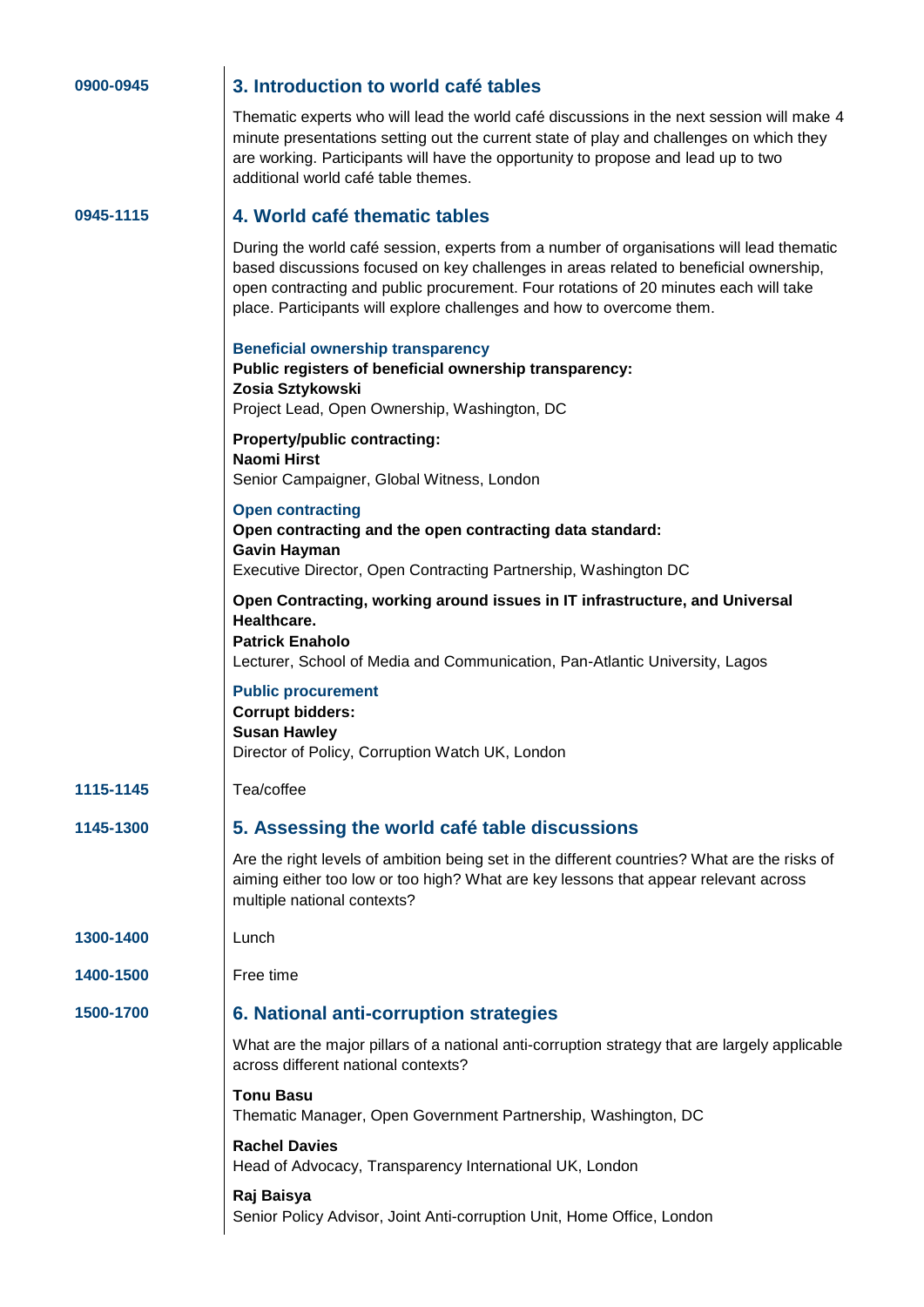**0900-0945**

## 3. Introduction to world café tables

Thematic experts who will lead the world café discussions in the next session will make 4 minute presentations setting out the current state of play and challenges on which they are working. Participants will have the opportunity to propose and lead up to two additional world café table themes.

**0945-1115**

## 4. World café thematic tables

During the world café session, experts from a number of organisations will lead thematic based discussions focused on key challenges in areas related to beneficial ownership, open contracting and public procurement. Four rotations of 20 minutes each will take place. Participants will explore challenges and how to overcome them.

### Beneficial ownership transparency

**Public registers of beneficial ownership transparency:**
**Zosia Sztykowski**
Project Lead, Open Ownership, Washington, DC

**Property/public contracting:**
**Naomi Hirst**
Senior Campaigner, Global Witness, London

### Open contracting

**Open contracting and the open contracting data standard:**
**Gavin Hayman**
Executive Director, Open Contracting Partnership, Washington DC

**Open Contracting, working around issues in IT infrastructure, and Universal Healthcare.**
**Patrick Enaholo**
Lecturer, School of Media and Communication, Pan-Atlantic University, Lagos

### Public procurement

**Corrupt bidders:**
**Susan Hawley**
Director of Policy, Corruption Watch UK, London

**1115-1145**

Tea/coffee

**1145-1300**

## 5. Assessing the world café table discussions

Are the right levels of ambition being set in the different countries? What are the risks of aiming either too low or too high? What are key lessons that appear relevant across multiple national contexts?

**1300-1400**

Lunch

**1400-1500**

Free time

**1500-1700**

## 6. National anti-corruption strategies

What are the major pillars of a national anti-corruption strategy that are largely applicable across different national contexts?

**Tonu Basu**
Thematic Manager, Open Government Partnership, Washington, DC

**Rachel Davies**
Head of Advocacy, Transparency International UK, London

**Raj Baisya**
Senior Policy Advisor, Joint Anti-corruption Unit, Home Office, London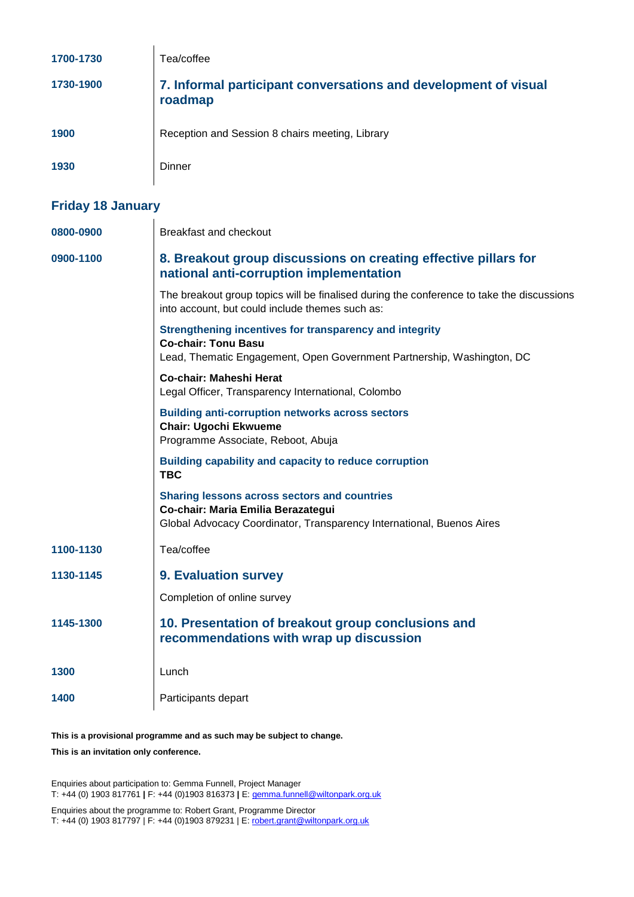| | |
|---|---|
| **1700-1730** | Tea/coffee |
| **1730-1900** | **7. Informal participant conversations and development of visual roadmap** |
| **1900** | Reception and Session 8 chairs meeting, Library |
| **1930** | Dinner |

## Friday 18 January

| | |
|---|---|
| **0800-0900** | Breakfast and checkout |
| **0900-1100** | **8. Breakout group discussions on creating effective pillars for national anti-corruption implementation** |
| | The breakout group topics will be finalised during the conference to take the discussions into account, but could include themes such as: |
| | **Strengthening incentives for transparency and integrity**<br>**Co-chair: Tonu Basu**<br>Lead, Thematic Engagement, Open Government Partnership, Washington, DC |
| | **Co-chair: Maheshi Herat**<br>Legal Officer, Transparency International, Colombo |
| | **Building anti-corruption networks across sectors**<br>**Chair: Ugochi Ekwueme**<br>Programme Associate, Reboot, Abuja |
| | **Building capability and capacity to reduce corruption**<br>**TBC** |
| | **Sharing lessons across sectors and countries**<br>**Co-chair: Maria Emilia Berazategui**<br>Global Advocacy Coordinator, Transparency International, Buenos Aires |
| **1100-1130** | Tea/coffee |
| **1130-1145** | **9. Evaluation survey** |
| | Completion of online survey |
| **1145-1300** | **10. Presentation of breakout group conclusions and recommendations with wrap up discussion** |
| **1300** | Lunch |
| **1400** | Participants depart |

**This is a provisional programme and as such may be subject to change.**

**This is an invitation only conference.**

Enquiries about participation to: Gemma Funnell, Project Manager
T: +44 (0) 1903 817761 **|** F: +44 (0)1903 816373 **|** E: gemma.funnell@wiltonpark.org.uk

Enquiries about the programme to: Robert Grant, Programme Director
T: +44 (0) 1903 817797 | F: +44 (0)1903 879231 | E: robert.grant@wiltonpark.org.uk